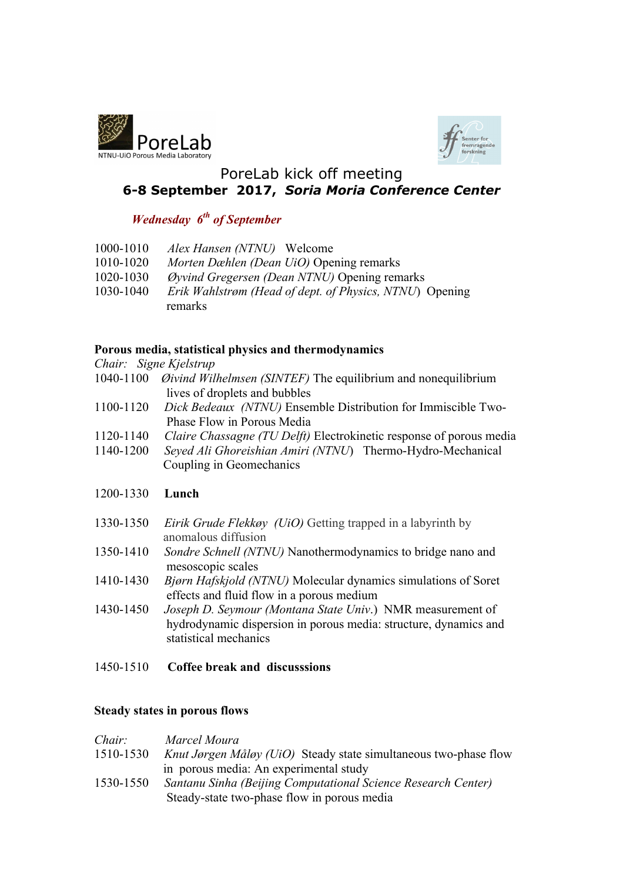PoreLab

NTNU-UiO Porous Media Laboratory

Senter for fremragende forskning

# PoreLab kick off meeting

## 6-8 September 2017, *Soria Moria Conference Center*

### *Wednesday 6th of September*

1000-1010 *Alex Hansen (NTNU)* Welcome
1010-1020 *Morten Dæhlen (Dean UiO)* Opening remarks
1020-1030 *Øyvind Gregersen (Dean NTNU)* Opening remarks
1030-1040 *Erik Wahlstrøm (Head of dept. of Physics, NTNU)* Opening remarks

**Porous media, statistical physics and thermodynamics**

*Chair: Signe Kjelstrup*

1040-1100 *Øivind Wilhelmsen (SINTEF)* The equilibrium and nonequilibrium lives of droplets and bubbles
1100-1120 *Dick Bedeaux (NTNU)* Ensemble Distribution for Immiscible Two-Phase Flow in Porous Media
1120-1140 *Claire Chassagne (TU Delft)* Electrokinetic response of porous media
1140-1200 *Seyed Ali Ghoreishian Amiri (NTNU)* Thermo-Hydro-Mechanical Coupling in Geomechanics

1200-1330 **Lunch**

1330-1350 *Eirik Grude Flekkøy (UiO)* Getting trapped in a labyrinth by anomalous diffusion
1350-1410 *Sondre Schnell (NTNU)* Nanothermodynamics to bridge nano and mesoscopic scales
1410-1430 *Bjørn Hafskjold (NTNU)* Molecular dynamics simulations of Soret effects and fluid flow in a porous medium
1430-1450 *Joseph D. Seymour (Montana State Univ.)* NMR measurement of hydrodynamic dispersion in porous media: structure, dynamics and statistical mechanics

1450-1510 **Coffee break and discusssions**

**Steady states in porous flows**

*Chair:* *Marcel Moura*

1510-1530 *Knut Jørgen Måløy (UiO)* Steady state simultaneous two-phase flow in porous media: An experimental study
1530-1550 *Santanu Sinha (Beijing Computational Science Research Center)* Steady-state two-phase flow in porous media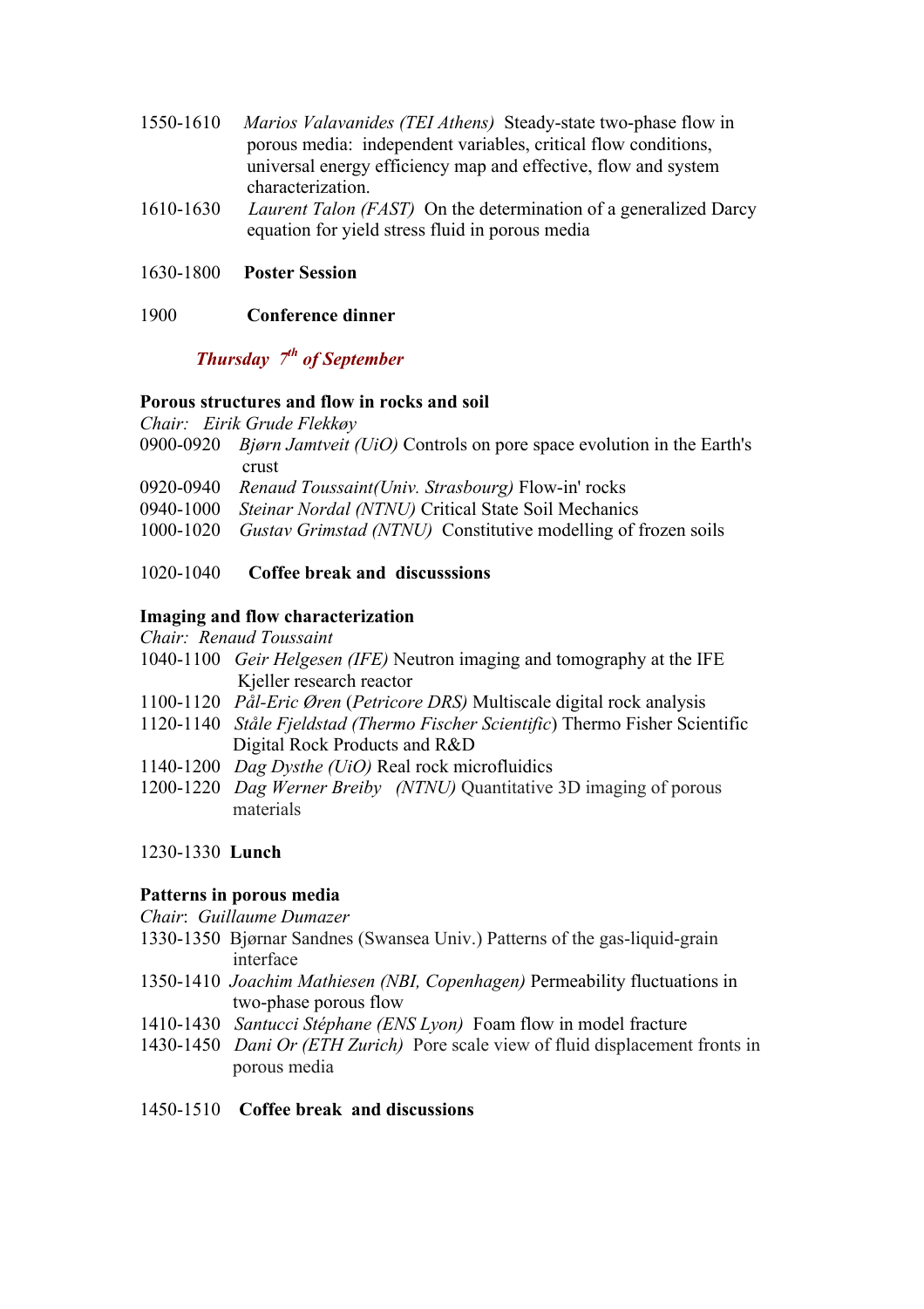1550-1610 *Marios Valavanides (TEI Athens)* Steady-state two-phase flow in porous media: independent variables, critical flow conditions, universal energy efficiency map and effective, flow and system characterization.

1610-1630 *Laurent Talon (FAST)* On the determination of a generalized Darcy equation for yield stress fluid in porous media

1630-1800 **Poster Session**

1900 **Conference dinner**

## *Thursday 7th of September*

**Porous structures and flow in rocks and soil**

*Chair: Eirik Grude Flekkøy*

0900-0920 *Bjørn Jamtveit (UiO)* Controls on pore space evolution in the Earth's crust

0920-0940 *Renaud Toussaint(Univ. Strasbourg)* Flow-in' rocks

0940-1000 *Steinar Nordal (NTNU)* Critical State Soil Mechanics

1000-1020 *Gustav Grimstad (NTNU)* Constitutive modelling of frozen soils

1020-1040 **Coffee break and discusssions**

**Imaging and flow characterization**

*Chair: Renaud Toussaint*

1040-1100 *Geir Helgesen (IFE)* Neutron imaging and tomography at the IFE Kjeller research reactor

1100-1120 *Pål-Eric Øren* (*Petricore DRS)* Multiscale digital rock analysis

1120-1140 *Ståle Fjeldstad (Thermo Fischer Scientific*) Thermo Fisher Scientific Digital Rock Products and R&D

1140-1200 *Dag Dysthe (UiO)* Real rock microfluidics

1200-1220 *Dag Werner Breiby (NTNU)* Quantitative 3D imaging of porous materials

1230-1330 **Lunch**

**Patterns in porous media**

*Chair: Guillaume Dumazer*

1330-1350 Bjørnar Sandnes (Swansea Univ.) Patterns of the gas-liquid-grain interface

1350-1410 *Joachim Mathiesen (NBI, Copenhagen)* Permeability fluctuations in two-phase porous flow

1410-1430 *Santucci Stéphane (ENS Lyon)* Foam flow in model fracture

1430-1450 *Dani Or (ETH Zurich)* Pore scale view of fluid displacement fronts in porous media

1450-1510 **Coffee break and discussions**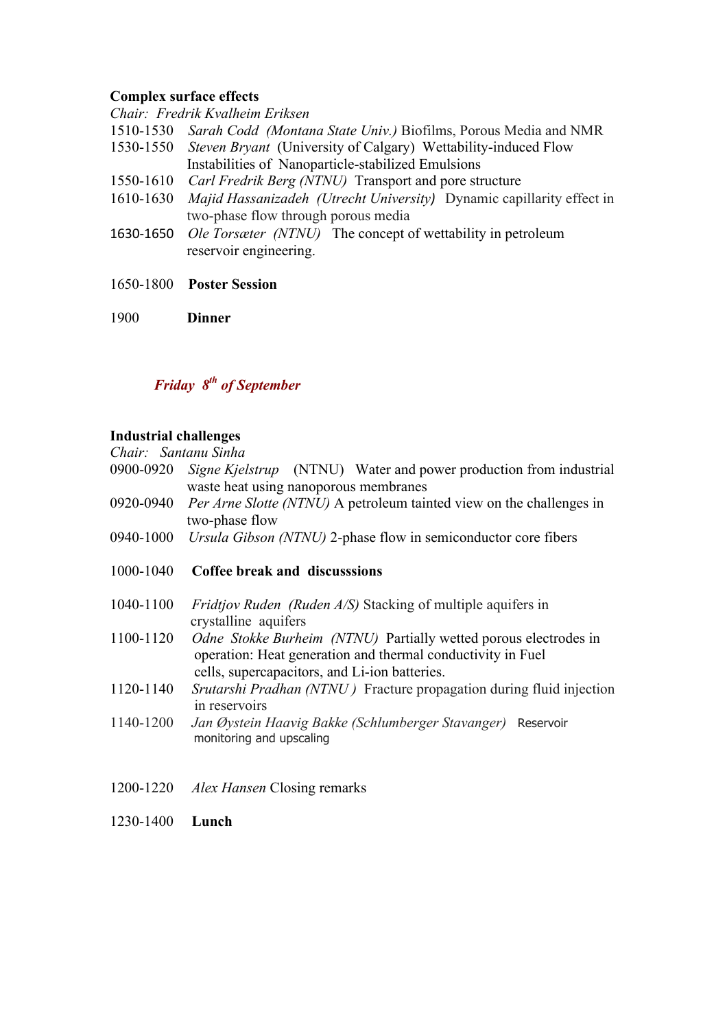**Complex surface effects**

*Chair: Fredrik Kvalheim Eriksen*

1510-1530 *Sarah Codd (Montana State Univ.)* Biofilms, Porous Media and NMR

1530-1550 *Steven Bryant* (University of Calgary) Wettability-induced Flow Instabilities of Nanoparticle-stabilized Emulsions

1550-1610 *Carl Fredrik Berg (NTNU)* Transport and pore structure

1610-1630 *Majid Hassanizadeh (Utrecht University)* Dynamic capillarity effect in two-phase flow through porous media

1630-1650 *Ole Torsæter (NTNU)* The concept of wettability in petroleum reservoir engineering.

1650-1800 **Poster Session**

1900 **Dinner**

## *Friday 8th of September*

**Industrial challenges**

*Chair: Santanu Sinha*

0900-0920 *Signe Kjelstrup* (NTNU) Water and power production from industrial waste heat using nanoporous membranes

0920-0940 *Per Arne Slotte (NTNU)* A petroleum tainted view on the challenges in two-phase flow

0940-1000 *Ursula Gibson (NTNU)* 2-phase flow in semiconductor core fibers

1000-1040 **Coffee break and discusssions**

1040-1100 *Fridtjov Ruden (Ruden A/S)* Stacking of multiple aquifers in crystalline aquifers

1100-1120 *Odne Stokke Burheim (NTNU)* Partially wetted porous electrodes in operation: Heat generation and thermal conductivity in Fuel cells, supercapacitors, and Li-ion batteries.

1120-1140 *Srutarshi Pradhan (NTNU )* Fracture propagation during fluid injection in reservoirs

1140-1200 *Jan Øystein Haavig Bakke (Schlumberger Stavanger)* Reservoir monitoring and upscaling

1200-1220 *Alex Hansen* Closing remarks

1230-1400 **Lunch**